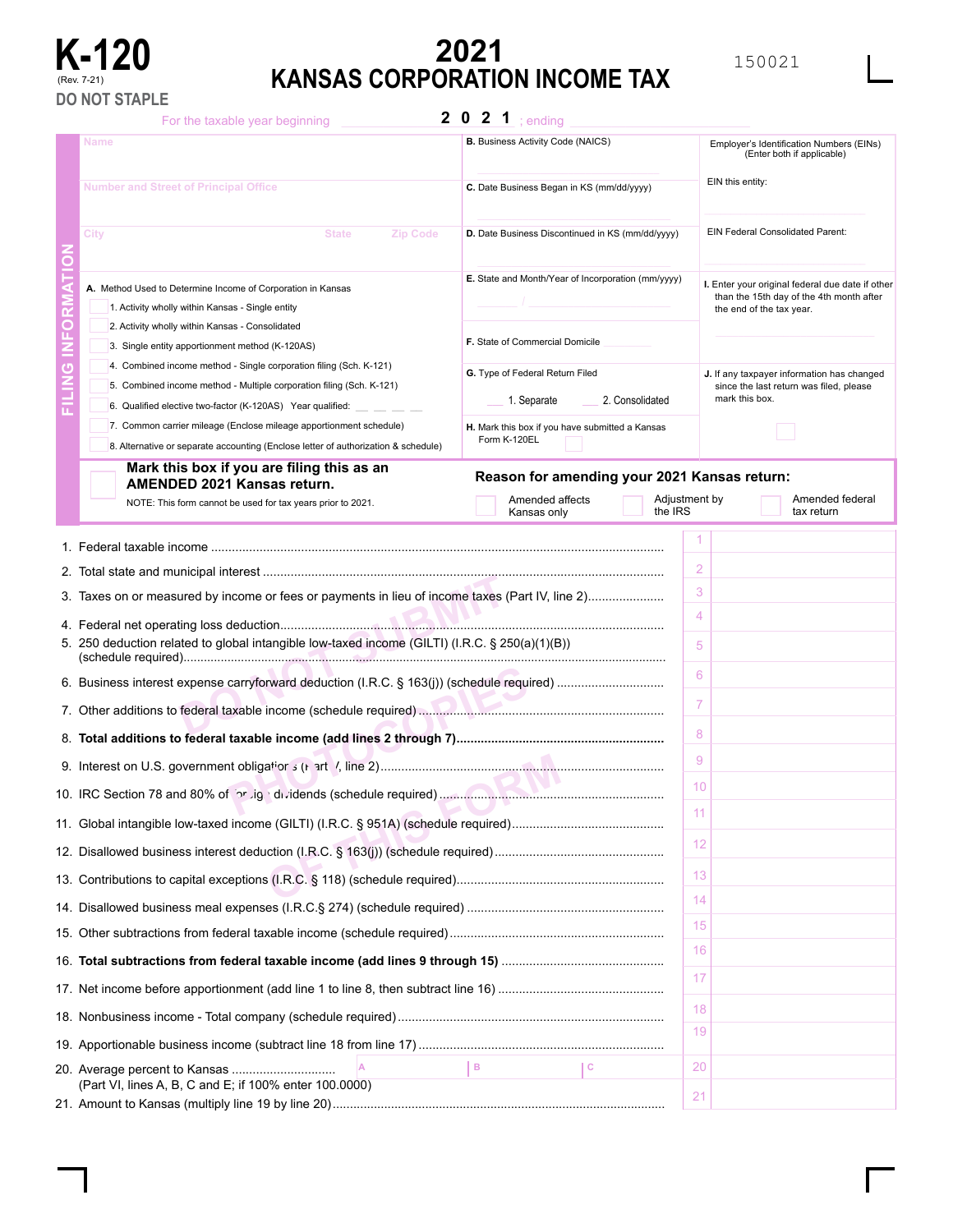# K-120

(Rev. 7-21)

**DO NOT STAPLE**

# 2021 KANSAS CORPORATION INCOME TAX

150021

For the taxable year beginning ______ **2 0 2 1** ; ending ______

## FILING INFORMATION

Name

Number and Street of Principal Office

City | State | Zip Code

**A.** Method Used to Determine Income of Corporation in Kansas

- ☐ 1. Activity wholly within Kansas - Single entity
- ☐ 2. Activity wholly within Kansas - Consolidated
- ☐ 3. Single entity apportionment method (K-120AS)
- ☐ 4. Combined income method - Single corporation filing (Sch. K-121)
- ☐ 5. Combined income method - Multiple corporation filing (Sch. K-121)
- ☐ 6. Qualified elective two-factor (K-120AS) Year qualified: _ _ _ _
- ☐ 7. Common carrier mileage (Enclose mileage apportionment schedule)
- ☐ 8. Alternative or separate accounting (Enclose letter of authorization & schedule)

**B.** Business Activity Code (NAICS)

**C.** Date Business Began in KS (mm/dd/yyyy)

**D.** Date Business Discontinued in KS (mm/dd/yyyy)

**E.** State and Month/Year of Incorporation (mm/yyyy) ____ / ____

**F.** State of Commercial Domicile ______

**G.** Type of Federal Return Filed ___ 1. Separate ___ 2. Consolidated

**H.** Mark this box if you have submitted a Kansas Form K-120EL ☐

Employer's Identification Numbers (EINs) (Enter both if applicable)

EIN this entity:

EIN Federal Consolidated Parent:

**I.** Enter your original federal due date if other than the 15th day of the 4th month after the end of the tax year.

**J.** If any taxpayer information has changed since the last return was filed, please mark this box. ☐

☐ **Mark this box if you are filing this as an AMENDED 2021 Kansas return.**

NOTE: This form cannot be used for tax years prior to 2021.

**Reason for amending your 2021 Kansas return:**

☐ Amended affects Kansas only ☐ Adjustment by the IRS ☐ Amended federal tax return

DO NOT SUBMIT PHOTOCOPIES OF THIS FORM

| Line | Description | No. | Amount |
|---|---|---|---|
| 1. | Federal taxable income | 1 | |
| 2. | Total state and municipal interest | 2 | |
| 3. | Taxes on or measured by income or fees or payments in lieu of income taxes (Part IV, line 2) | 3 | |
| 4. | Federal net operating loss deduction | 4 | |
| 5. | 250 deduction related to global intangible low-taxed income (GILTI) (I.R.C. § 250(a)(1)(B)) (schedule required) | 5 | |
| 6. | Business interest expense carryforward deduction (I.R.C. § 163(j)) (schedule required) | 6 | |
| 7. | Other additions to federal taxable income (schedule required) | 7 | |
| 8. | **Total additions to federal taxable income (add lines 2 through 7)** | 8 | |
| 9. | Interest on U.S. government obligations (Part V, line 2) | 9 | |
| 10. | IRC Section 78 and 80% of foreign dividends (schedule required) | 10 | |
| 11. | Global intangible low-taxed income (GILTI) (I.R.C. § 951A) (schedule required) | 11 | |
| 12. | Disallowed business interest deduction (I.R.C. § 163(j)) (schedule required) | 12 | |
| 13. | Contributions to capital exceptions (I.R.C. § 118) (schedule required) | 13 | |
| 14. | Disallowed business meal expenses (I.R.C.§ 274) (schedule required) | 14 | |
| 15. | Other subtractions from federal taxable income (schedule required) | 15 | |
| 16. | **Total subtractions from federal taxable income (add lines 9 through 15)** | 16 | |
| 17. | Net income before apportionment (add line 1 to line 8, then subtract line 16) | 17 | |
| 18. | Nonbusiness income - Total company (schedule required) | 18 | |
| 19. | Apportionable business income (subtract line 18 from line 17) | 19 | |
| 20. | Average percent to Kansas (Part VI, lines A, B, C and E; if 100% enter 100.0000) A ___ B ___ C ___ | 20 | |
| 21. | Amount to Kansas (multiply line 19 by line 20) | 21 | |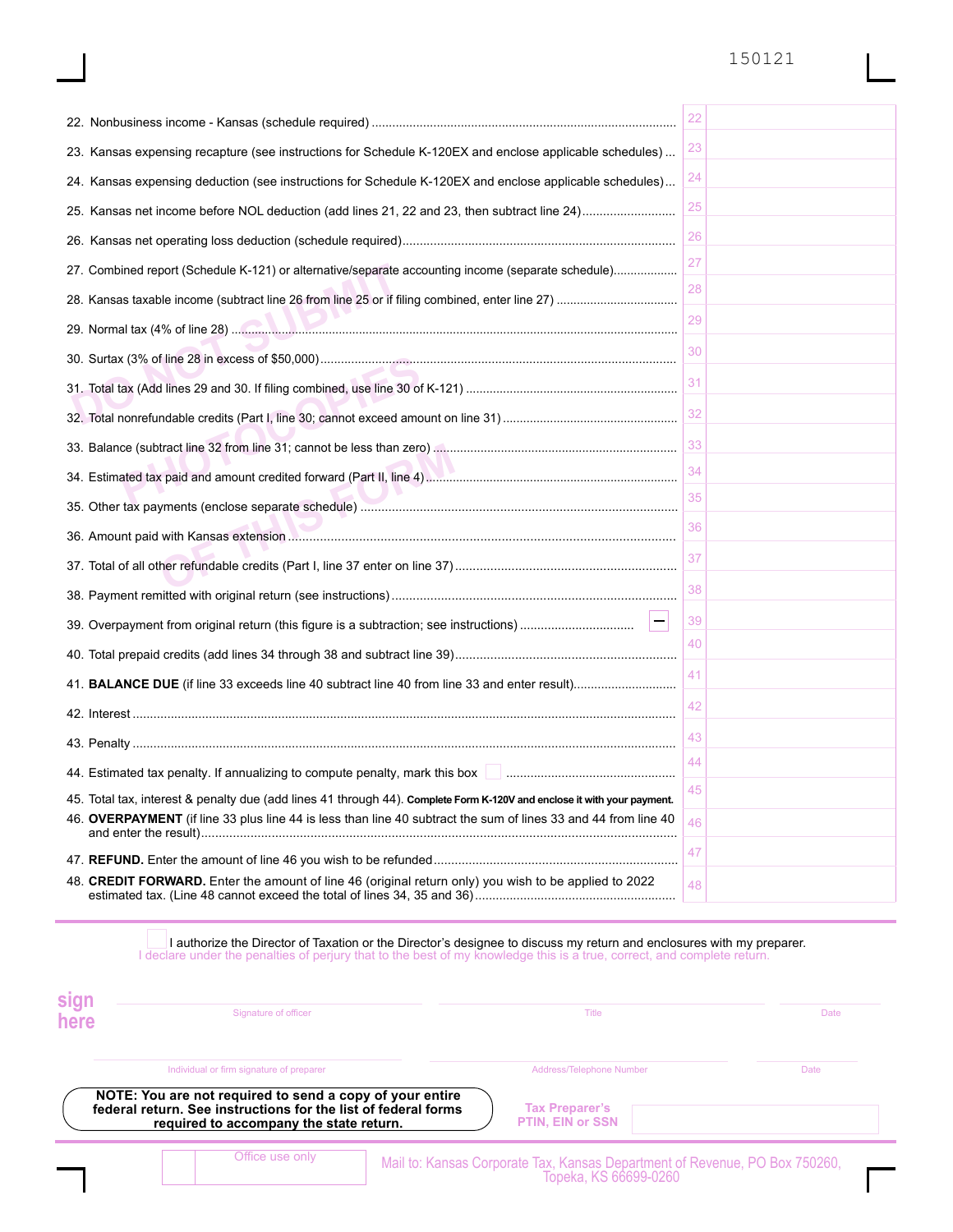150121

| Line | Description | No. | Amount |
|---|---|---|---|
| 22. | Nonbusiness income - Kansas (schedule required) | 22 | |
| 23. | Kansas expensing recapture (see instructions for Schedule K-120EX and enclose applicable schedules) | 23 | |
| 24. | Kansas expensing deduction (see instructions for Schedule K-120EX and enclose applicable schedules) | 24 | |
| 25. | Kansas net income before NOL deduction (add lines 21, 22 and 23, then subtract line 24) | 25 | |
| 26. | Kansas net operating loss deduction (schedule required) | 26 | |
| 27. | Combined report (Schedule K-121) or alternative/separate accounting income (separate schedule) | 27 | |
| 28. | Kansas taxable income (subtract line 26 from line 25 or if filing combined, enter line 27) | 28 | |
| 29. | Normal tax (4% of line 28) | 29 | |
| 30. | Surtax (3% of line 28 in excess of $50,000) | 30 | |
| 31. | Total tax (Add lines 29 and 30. If filing combined, use line 30 of K-121) | 31 | |
| 32. | Total nonrefundable credits (Part I, line 30; cannot exceed amount on line 31) | 32 | |
| 33. | Balance (subtract line 32 from line 31; cannot be less than zero) | 33 | |
| 34. | Estimated tax paid and amount credited forward (Part II, line 4) | 34 | |
| 35. | Other tax payments (enclose separate schedule) | 35 | |
| 36. | Amount paid with Kansas extension | 36 | |
| 37. | Total of all other refundable credits (Part I, line 37 enter on line 37) | 37 | |
| 38. | Payment remitted with original return (see instructions) | 38 | |
| 39. | Overpayment from original return (this figure is a subtraction; see instructions) – | 39 | |
| 40. | Total prepaid credits (add lines 34 through 38 and subtract line 39) | 40 | |
| 41. | **BALANCE DUE** (if line 33 exceeds line 40 subtract line 40 from line 33 and enter result) | 41 | |
| 42. | Interest | 42 | |
| 43. | Penalty | 43 | |
| 44. | Estimated tax penalty. If annualizing to compute penalty, mark this box ☐ | 44 | |
| 45. | Total tax, interest & penalty due (add lines 41 through 44). **Complete Form K-120V and enclose it with your payment.** | 45 | |
| 46. | **OVERPAYMENT** (if line 33 plus line 44 is less than line 40 subtract the sum of lines 33 and 44 from line 40 and enter the result) | 46 | |
| 47. | **REFUND.** Enter the amount of line 46 you wish to be refunded | 47 | |
| 48. | **CREDIT FORWARD.** Enter the amount of line 46 (original return only) you wish to be applied to 2022 estimated tax. (Line 48 cannot exceed the total of lines 34, 35 and 36) | 48 | |

DO NOT SUBMIT PHOTOCOPIES OF THIS FORM

☐ I authorize the Director of Taxation or the Director's designee to discuss my return and enclosures with my preparer.

I declare under the penalties of perjury that to the best of my knowledge this is a true, correct, and complete return.

**sign here**

Signature of officer ____________ Title ____________ Date ____________

Individual or firm signature of preparer ____________ Address/Telephone Number ____________ Date ____________

**NOTE: You are not required to send a copy of your entire federal return. See instructions for the list of federal forms required to accompany the state return.**

**Tax Preparer's PTIN, EIN or SSN** ____________

Office use only

Mail to: Kansas Corporate Tax, Kansas Department of Revenue, PO Box 750260, Topeka, KS 66699-0260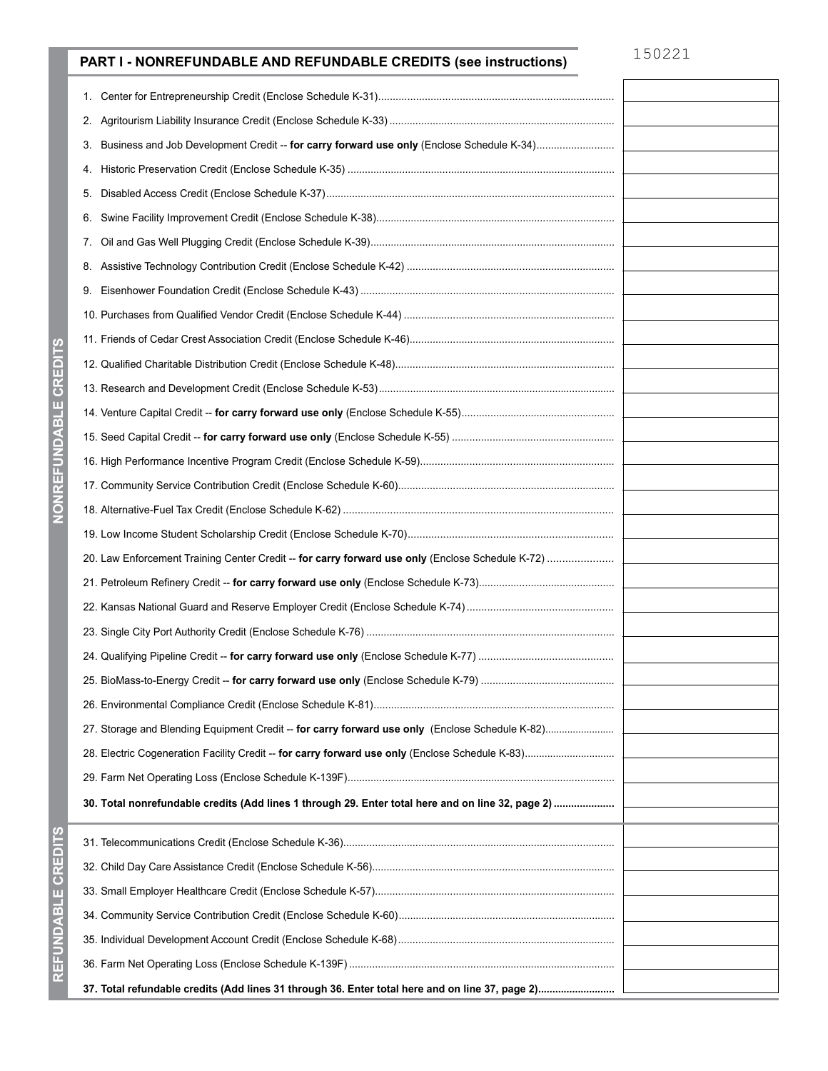150221

## PART I - NONREFUNDABLE AND REFUNDABLE CREDITS (see instructions)

### NONREFUNDABLE CREDITS

| Line | Amount |
|---|---|
| 1. Center for Entrepreneurship Credit (Enclose Schedule K-31) | |
| 2. Agritourism Liability Insurance Credit (Enclose Schedule K-33) | |
| 3. Business and Job Development Credit -- **for carry forward use only** (Enclose Schedule K-34) | |
| 4. Historic Preservation Credit (Enclose Schedule K-35) | |
| 5. Disabled Access Credit (Enclose Schedule K-37) | |
| 6. Swine Facility Improvement Credit (Enclose Schedule K-38) | |
| 7. Oil and Gas Well Plugging Credit (Enclose Schedule K-39) | |
| 8. Assistive Technology Contribution Credit (Enclose Schedule K-42) | |
| 9. Eisenhower Foundation Credit (Enclose Schedule K-43) | |
| 10. Purchases from Qualified Vendor Credit (Enclose Schedule K-44) | |
| 11. Friends of Cedar Crest Association Credit (Enclose Schedule K-46) | |
| 12. Qualified Charitable Distribution Credit (Enclose Schedule K-48) | |
| 13. Research and Development Credit (Enclose Schedule K-53) | |
| 14. Venture Capital Credit -- **for carry forward use only** (Enclose Schedule K-55) | |
| 15. Seed Capital Credit -- **for carry forward use only** (Enclose Schedule K-55) | |
| 16. High Performance Incentive Program Credit (Enclose Schedule K-59) | |
| 17. Community Service Contribution Credit (Enclose Schedule K-60) | |
| 18. Alternative-Fuel Tax Credit (Enclose Schedule K-62) | |
| 19. Low Income Student Scholarship Credit (Enclose Schedule K-70) | |
| 20. Law Enforcement Training Center Credit -- **for carry forward use only** (Enclose Schedule K-72) | |
| 21. Petroleum Refinery Credit -- **for carry forward use only** (Enclose Schedule K-73) | |
| 22. Kansas National Guard and Reserve Employer Credit (Enclose Schedule K-74) | |
| 23. Single City Port Authority Credit (Enclose Schedule K-76) | |
| 24. Qualifying Pipeline Credit -- **for carry forward use only** (Enclose Schedule K-77) | |
| 25. BioMass-to-Energy Credit -- **for carry forward use only** (Enclose Schedule K-79) | |
| 26. Environmental Compliance Credit (Enclose Schedule K-81) | |
| 27. Storage and Blending Equipment Credit -- **for carry forward use only** (Enclose Schedule K-82) | |
| 28. Electric Cogeneration Facility Credit -- **for carry forward use only** (Enclose Schedule K-83) | |
| 29. Farm Net Operating Loss (Enclose Schedule K-139F) | |
| **30. Total nonrefundable credits (Add lines 1 through 29. Enter total here and on line 32, page 2)** | |

### REFUNDABLE CREDITS

| Line | Amount |
|---|---|
| 31. Telecommunications Credit (Enclose Schedule K-36) | |
| 32. Child Day Care Assistance Credit (Enclose Schedule K-56) | |
| 33. Small Employer Healthcare Credit (Enclose Schedule K-57) | |
| 34. Community Service Contribution Credit (Enclose Schedule K-60) | |
| 35. Individual Development Account Credit (Enclose Schedule K-68) | |
| 36. Farm Net Operating Loss (Enclose Schedule K-139F) | |
| **37. Total refundable credits (Add lines 31 through 36. Enter total here and on line 37, page 2)** | |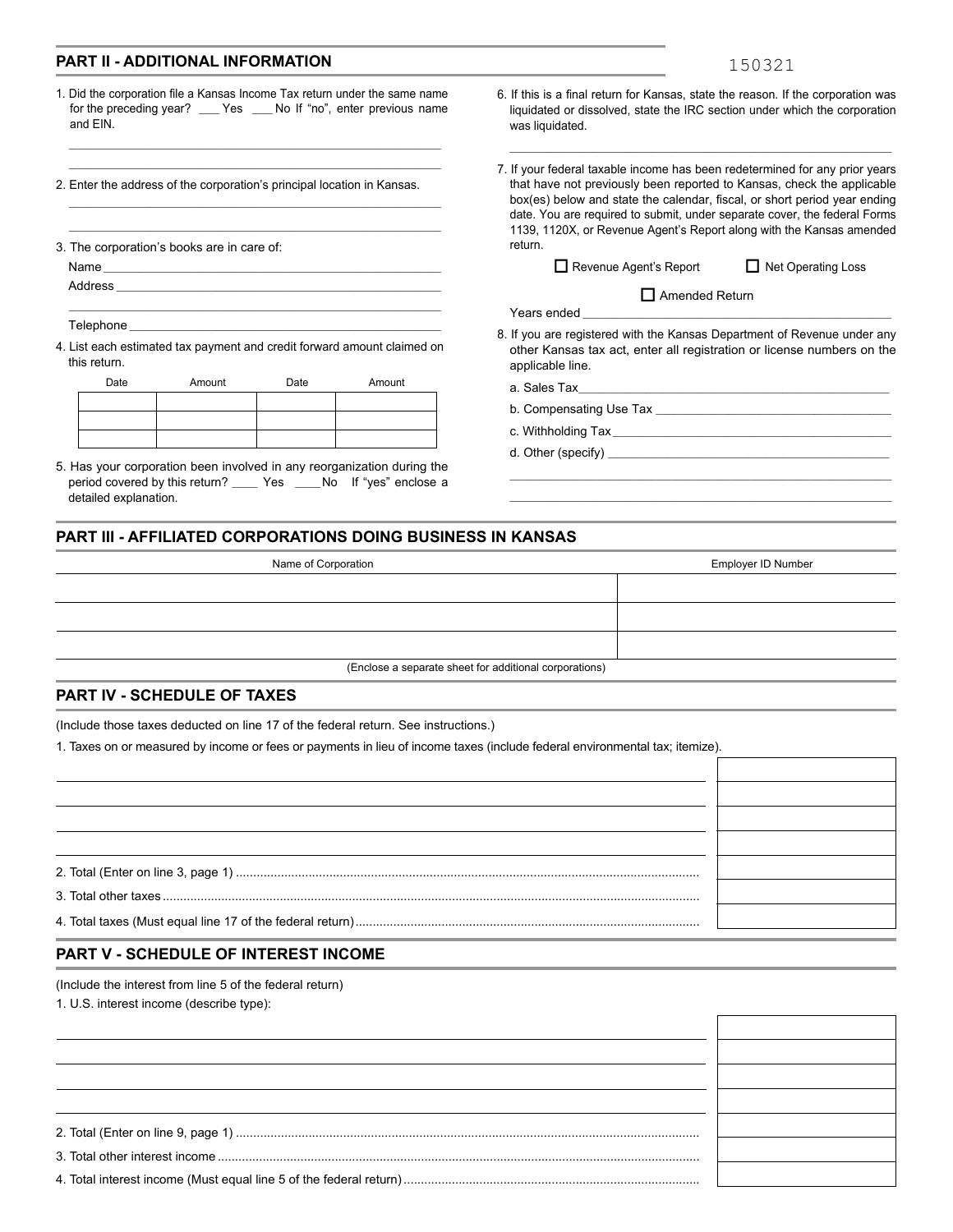150321

## PART II - ADDITIONAL INFORMATION

1. Did the corporation file a Kansas Income Tax return under the same name for the preceding year? ___ Yes ___ No If "no", enter previous name and EIN.

_______________________________________________

_______________________________________________

2. Enter the address of the corporation's principal location in Kansas.

_______________________________________________

_______________________________________________

3. The corporation's books are in care of:

Name _______________________________________________

Address _______________________________________________

_______________________________________________

Telephone _______________________________________________

4. List each estimated tax payment and credit forward amount claimed on this return.

| Date | Amount | Date | Amount |
|---|---|---|---|
| | | | |
| | | | |
| | | | |

5. Has your corporation been involved in any reorganization during the period covered by this return? ____ Yes ____No If "yes" enclose a detailed explanation.

6. If this is a final return for Kansas, state the reason. If the corporation was liquidated or dissolved, state the IRC section under which the corporation was liquidated.

_______________________________________________

7. If your federal taxable income has been redetermined for any prior years that have not previously been reported to Kansas, check the applicable box(es) below and state the calendar, fiscal, or short period year ending date. You are required to submit, under separate cover, the federal Forms 1139, 1120X, or Revenue Agent's Report along with the Kansas amended return.

☐ Revenue Agent's Report ☐ Net Operating Loss

☐ Amended Return

Years ended _______________________________________________

8. If you are registered with the Kansas Department of Revenue under any other Kansas tax act, enter all registration or license numbers on the applicable line.

a. Sales Tax _______________________________________________

b. Compensating Use Tax _______________________________________________

c. Withholding Tax _______________________________________________

d. Other (specify) _______________________________________________

_______________________________________________

_______________________________________________

## PART III - AFFILIATED CORPORATIONS DOING BUSINESS IN KANSAS

| Name of Corporation | Employer ID Number |
|---|---|
| | |
| | |
| | |

(Enclose a separate sheet for additional corporations)

## PART IV - SCHEDULE OF TAXES

(Include those taxes deducted on line 17 of the federal return. See instructions.)

1. Taxes on or measured by income or fees or payments in lieu of income taxes (include federal environmental tax; itemize).

| | |
|---|---|
| | |
| | |
| | |
| | |
| 2. Total (Enter on line 3, page 1) | |
| 3. Total other taxes | |
| 4. Total taxes (Must equal line 17 of the federal return) | |

## PART V - SCHEDULE OF INTEREST INCOME

(Include the interest from line 5 of the federal return)

1. U.S. interest income (describe type):

| | |
|---|---|
| | |
| | |
| | |
| | |
| 2. Total (Enter on line 9, page 1) | |
| 3. Total other interest income | |
| 4. Total interest income (Must equal line 5 of the federal return) | |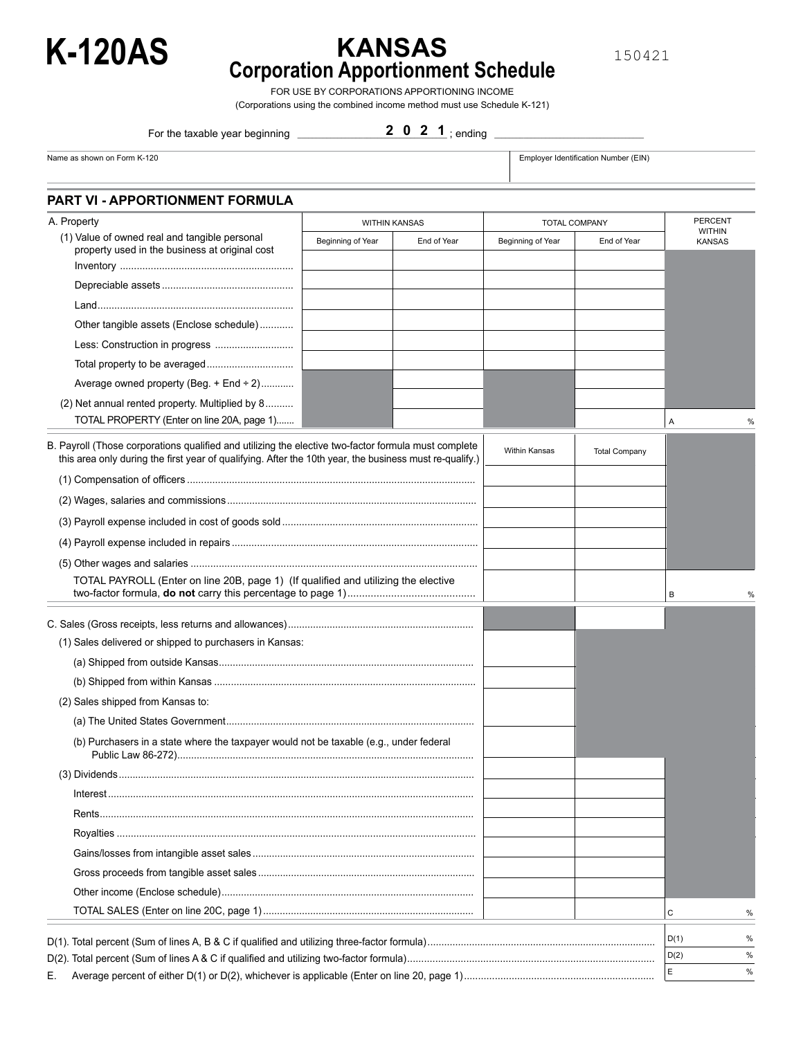# K-120AS

# KANSAS
## Corporation Apportionment Schedule

150421

FOR USE BY CORPORATIONS APPORTIONING INCOME
(Corporations using the combined income method must use Schedule K-121)

For the taxable year beginning ______________ **2 0 2 1** ; ending ______________

| Name as shown on Form K-120 | Employer Identification Number (EIN) |
|---|---|
| | |

## PART VI - APPORTIONMENT FORMULA

| A. Property | WITHIN KANSAS | | TOTAL COMPANY | | PERCENT WITHIN KANSAS |
|---|---|---|---|---|---|
| (1) Value of owned real and tangible personal property used in the business at original cost | Beginning of Year | End of Year | Beginning of Year | End of Year | |
| Inventory | | | | | |
| Depreciable assets | | | | | |
| Land | | | | | |
| Other tangible assets (Enclose schedule) | | | | | |
| Less: Construction in progress | | | | | |
| Total property to be averaged | | | | | |
| Average owned property (Beg. + End ÷ 2) | | | | | |
| (2) Net annual rented property. Multiplied by 8 | | | | | |
| TOTAL PROPERTY (Enter on line 20A, page 1) | | | | | A % |

| B. Payroll (Those corporations qualified and utilizing the elective two-factor formula must complete this area only during the first year of qualifying. After the 10th year, the business must re-qualify.) | Within Kansas | Total Company | |
|---|---|---|---|
| (1) Compensation of officers | | | |
| (2) Wages, salaries and commissions | | | |
| (3) Payroll expense included in cost of goods sold | | | |
| (4) Payroll expense included in repairs | | | |
| (5) Other wages and salaries | | | |
| TOTAL PAYROLL (Enter on line 20B, page 1) (If qualified and utilizing the elective two-factor formula, **do not** carry this percentage to page 1) | | | B % |

| C. Sales (Gross receipts, less returns and allowances) | | | |
|---|---|---|---|
| (1) Sales delivered or shipped to purchasers in Kansas: | | | |
| (a) Shipped from outside Kansas | | | |
| (b) Shipped from within Kansas | | | |
| (2) Sales shipped from Kansas to: | | | |
| (a) The United States Government | | | |
| (b) Purchasers in a state where the taxpayer would not be taxable (e.g., under federal Public Law 86-272) | | | |
| (3) Dividends | | | |
| Interest | | | |
| Rents | | | |
| Royalties | | | |
| Gains/losses from intangible asset sales | | | |
| Gross proceeds from tangible asset sales | | | |
| Other income (Enclose schedule) | | | |
| TOTAL SALES (Enter on line 20C, page 1) | | | C % |

| | |
|---|---|
| D(1). Total percent (Sum of lines A, B & C if qualified and utilizing three-factor formula) | D(1) % |
| D(2). Total percent (Sum of lines A & C if qualified and utilizing two-factor formula) | D(2) % |
| E. Average percent of either D(1) or D(2), whichever is applicable (Enter on line 20, page 1) | E % |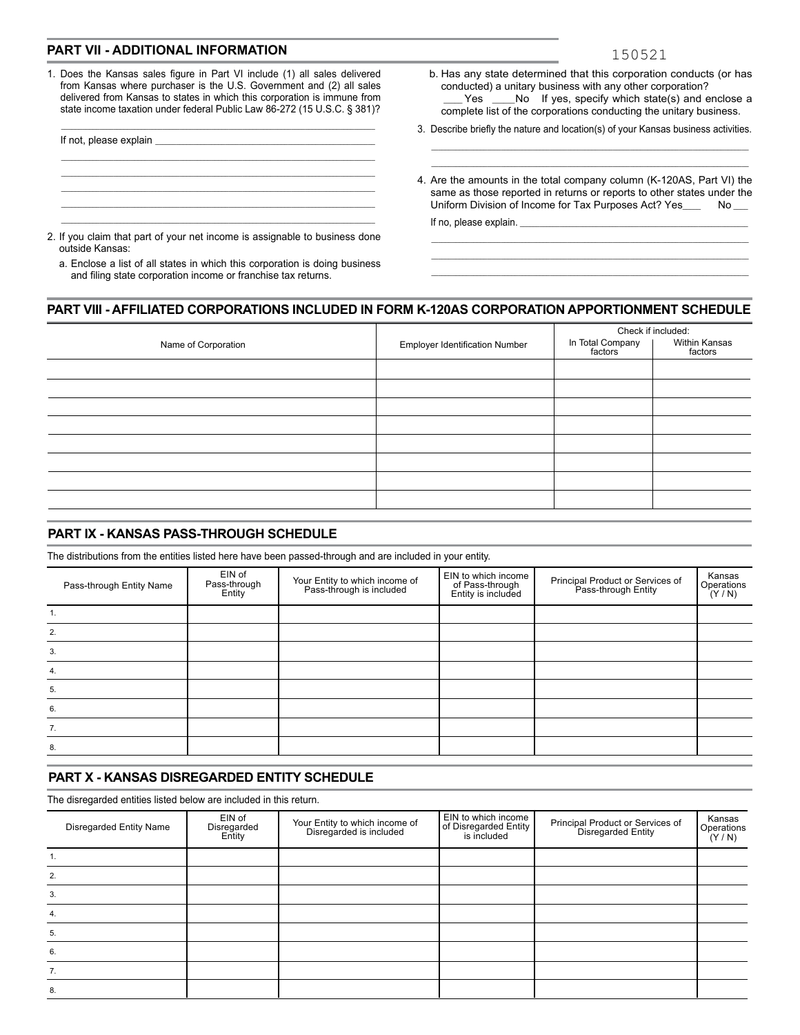150521

## PART VII - ADDITIONAL INFORMATION

1. Does the Kansas sales figure in Part VI include (1) all sales delivered from Kansas where purchaser is the U.S. Government and (2) all sales delivered from Kansas to states in which this corporation is immune from state income taxation under federal Public Law 86-272 (15 U.S.C. § 381)?

   _______________________________________________

   If not, please explain _______________________________________________

   _______________________________________________

   _______________________________________________

   _______________________________________________

   _______________________________________________

   _______________________________________________

2. If you claim that part of your net income is assignable to business done outside Kansas:

   a. Enclose a list of all states in which this corporation is doing business and filing state corporation income or franchise tax returns.

   b. Has any state determined that this corporation conducts (or has conducted) a unitary business with any other corporation? ___ Yes ____No If yes, specify which state(s) and enclose a complete list of the corporations conducting the unitary business.

3. Describe briefly the nature and location(s) of your Kansas business activities.

   _______________________________________________

   _______________________________________________

4. Are the amounts in the total company column (K-120AS, Part VI) the same as those reported in returns or reports to other states under the Uniform Division of Income for Tax Purposes Act? Yes___ No ___

   If no, please explain. _______________________________________________

   _______________________________________________

   _______________________________________________

   _______________________________________________

## PART VIII - AFFILIATED CORPORATIONS INCLUDED IN FORM K-120AS CORPORATION APPORTIONMENT SCHEDULE

| Name of Corporation | Employer Identification Number | Check if included: In Total Company factors | Check if included: Within Kansas factors |
|---|---|---|---|
| | | | |
| | | | |
| | | | |
| | | | |
| | | | |
| | | | |
| | | | |
| | | | |

## PART IX - KANSAS PASS-THROUGH SCHEDULE

The distributions from the entities listed here have been passed-through and are included in your entity.

| Pass-through Entity Name | EIN of Pass-through Entity | Your Entity to which income of Pass-through is included | EIN to which income of Pass-through Entity is included | Principal Product or Services of Pass-through Entity | Kansas Operations (Y / N) |
|---|---|---|---|---|---|
| 1. | | | | | |
| 2. | | | | | |
| 3. | | | | | |
| 4. | | | | | |
| 5. | | | | | |
| 6. | | | | | |
| 7. | | | | | |
| 8. | | | | | |

## PART X - KANSAS DISREGARDED ENTITY SCHEDULE

The disregarded entities listed below are included in this return.

| Disregarded Entity Name | EIN of Disregarded Entity | Your Entity to which income of Disregarded is included | EIN to which income of Disregarded Entity is included | Principal Product or Services of Disregarded Entity | Kansas Operations (Y / N) |
|---|---|---|---|---|---|
| 1. | | | | | |
| 2. | | | | | |
| 3. | | | | | |
| 4. | | | | | |
| 5. | | | | | |
| 6. | | | | | |
| 7. | | | | | |
| 8. | | | | | |